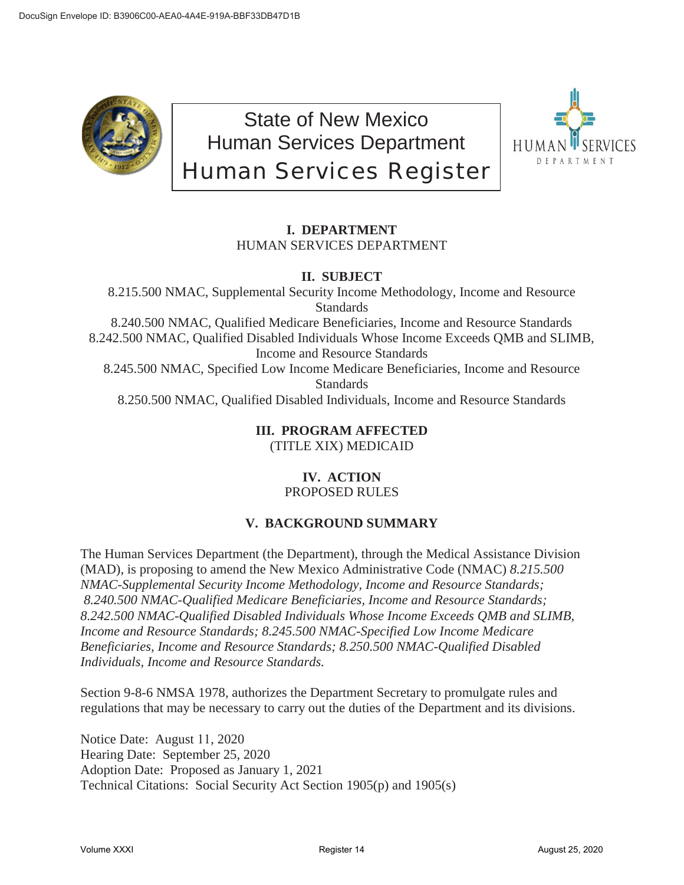# State of New Mexico
# Human Services Department
# Human Services Register

## I. DEPARTMENT

HUMAN SERVICES DEPARTMENT

## II. SUBJECT

8.215.500 NMAC, Supplemental Security Income Methodology, Income and Resource Standards

8.240.500 NMAC, Qualified Medicare Beneficiaries, Income and Resource Standards

8.242.500 NMAC, Qualified Disabled Individuals Whose Income Exceeds QMB and SLIMB, Income and Resource Standards

8.245.500 NMAC, Specified Low Income Medicare Beneficiaries, Income and Resource Standards

8.250.500 NMAC, Qualified Disabled Individuals, Income and Resource Standards

## III. PROGRAM AFFECTED

(TITLE XIX) MEDICAID

## IV. ACTION

PROPOSED RULES

## V. BACKGROUND SUMMARY

The Human Services Department (the Department), through the Medical Assistance Division (MAD), is proposing to amend the New Mexico Administrative Code (NMAC) *8.215.500 NMAC-Supplemental Security Income Methodology, Income and Resource Standards; 8.240.500 NMAC-Qualified Medicare Beneficiaries, Income and Resource Standards; 8.242.500 NMAC-Qualified Disabled Individuals Whose Income Exceeds QMB and SLIMB, Income and Resource Standards; 8.245.500 NMAC-Specified Low Income Medicare Beneficiaries, Income and Resource Standards; 8.250.500 NMAC-Qualified Disabled Individuals, Income and Resource Standards.*

Section 9-8-6 NMSA 1978, authorizes the Department Secretary to promulgate rules and regulations that may be necessary to carry out the duties of the Department and its divisions.

Notice Date: August 11, 2020
Hearing Date: September 25, 2020
Adoption Date: Proposed as January 1, 2021
Technical Citations: Social Security Act Section 1905(p) and 1905(s)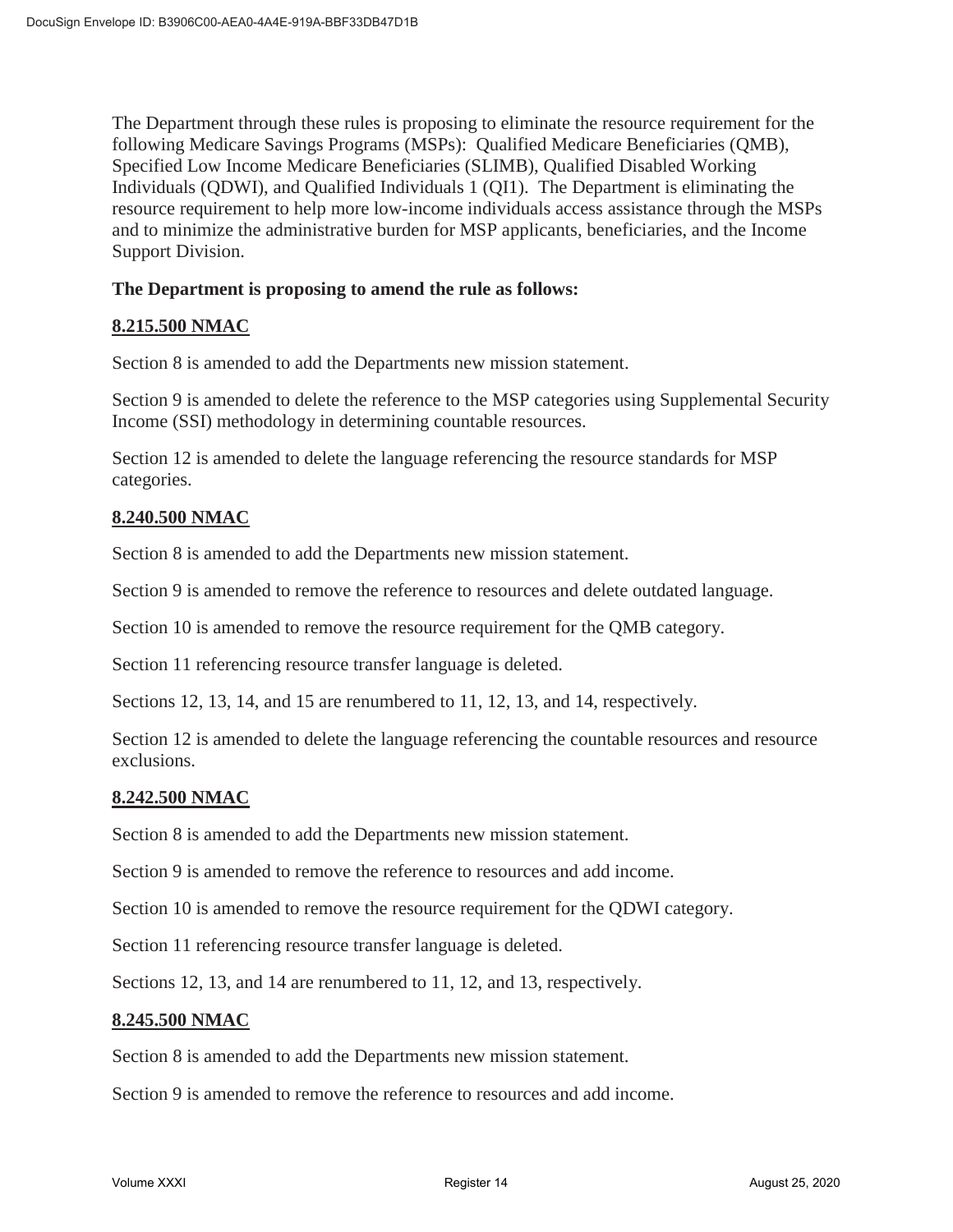The Department through these rules is proposing to eliminate the resource requirement for the following Medicare Savings Programs (MSPs): Qualified Medicare Beneficiaries (QMB), Specified Low Income Medicare Beneficiaries (SLIMB), Qualified Disabled Working Individuals (QDWI), and Qualified Individuals 1 (QI1). The Department is eliminating the resource requirement to help more low-income individuals access assistance through the MSPs and to minimize the administrative burden for MSP applicants, beneficiaries, and the Income Support Division.

**The Department is proposing to amend the rule as follows:**

**8.215.500 NMAC**

Section 8 is amended to add the Departments new mission statement.

Section 9 is amended to delete the reference to the MSP categories using Supplemental Security Income (SSI) methodology in determining countable resources.

Section 12 is amended to delete the language referencing the resource standards for MSP categories.

**8.240.500 NMAC**

Section 8 is amended to add the Departments new mission statement.

Section 9 is amended to remove the reference to resources and delete outdated language.

Section 10 is amended to remove the resource requirement for the QMB category.

Section 11 referencing resource transfer language is deleted.

Sections 12, 13, 14, and 15 are renumbered to 11, 12, 13, and 14, respectively.

Section 12 is amended to delete the language referencing the countable resources and resource exclusions.

**8.242.500 NMAC**

Section 8 is amended to add the Departments new mission statement.

Section 9 is amended to remove the reference to resources and add income.

Section 10 is amended to remove the resource requirement for the QDWI category.

Section 11 referencing resource transfer language is deleted.

Sections 12, 13, and 14 are renumbered to 11, 12, and 13, respectively.

**8.245.500 NMAC**

Section 8 is amended to add the Departments new mission statement.

Section 9 is amended to remove the reference to resources and add income.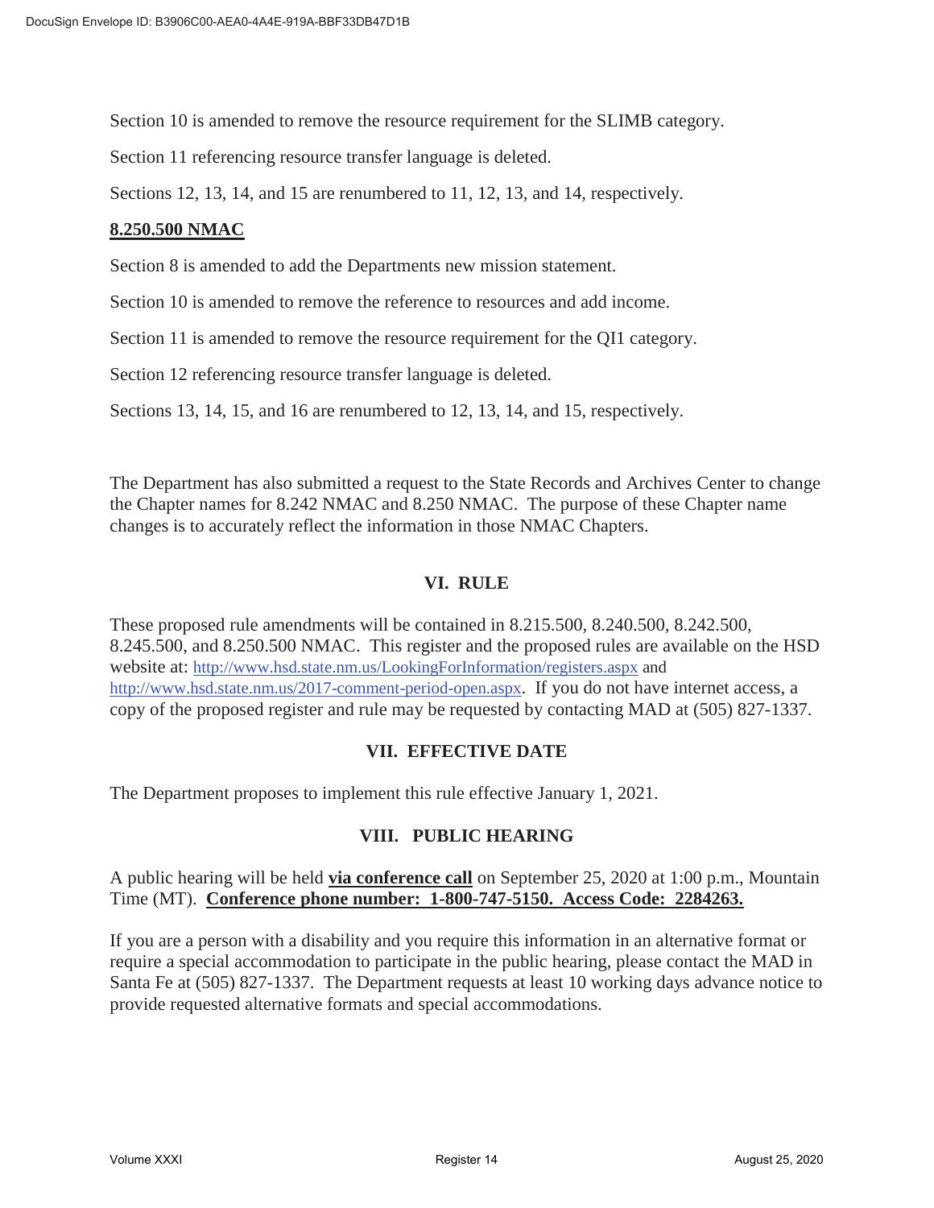Section 10 is amended to remove the resource requirement for the SLIMB category.

Section 11 referencing resource transfer language is deleted.

Sections 12, 13, 14, and 15 are renumbered to 11, 12, 13, and 14, respectively.

**8.250.500 NMAC**

Section 8 is amended to add the Departments new mission statement.

Section 10 is amended to remove the reference to resources and add income.

Section 11 is amended to remove the resource requirement for the QI1 category.

Section 12 referencing resource transfer language is deleted.

Sections 13, 14, 15, and 16 are renumbered to 12, 13, 14, and 15, respectively.

The Department has also submitted a request to the State Records and Archives Center to change the Chapter names for 8.242 NMAC and 8.250 NMAC. The purpose of these Chapter name changes is to accurately reflect the information in those NMAC Chapters.

## VI. RULE

These proposed rule amendments will be contained in 8.215.500, 8.240.500, 8.242.500, 8.245.500, and 8.250.500 NMAC. This register and the proposed rules are available on the HSD website at: http://www.hsd.state.nm.us/LookingForInformation/registers.aspx and http://www.hsd.state.nm.us/2017-comment-period-open.aspx. If you do not have internet access, a copy of the proposed register and rule may be requested by contacting MAD at (505) 827-1337.

## VII. EFFECTIVE DATE

The Department proposes to implement this rule effective January 1, 2021.

## VIII. PUBLIC HEARING

A public hearing will be held **via conference call** on September 25, 2020 at 1:00 p.m., Mountain Time (MT). **Conference phone number: 1-800-747-5150. Access Code: 2284263.**

If you are a person with a disability and you require this information in an alternative format or require a special accommodation to participate in the public hearing, please contact the MAD in Santa Fe at (505) 827-1337. The Department requests at least 10 working days advance notice to provide requested alternative formats and special accommodations.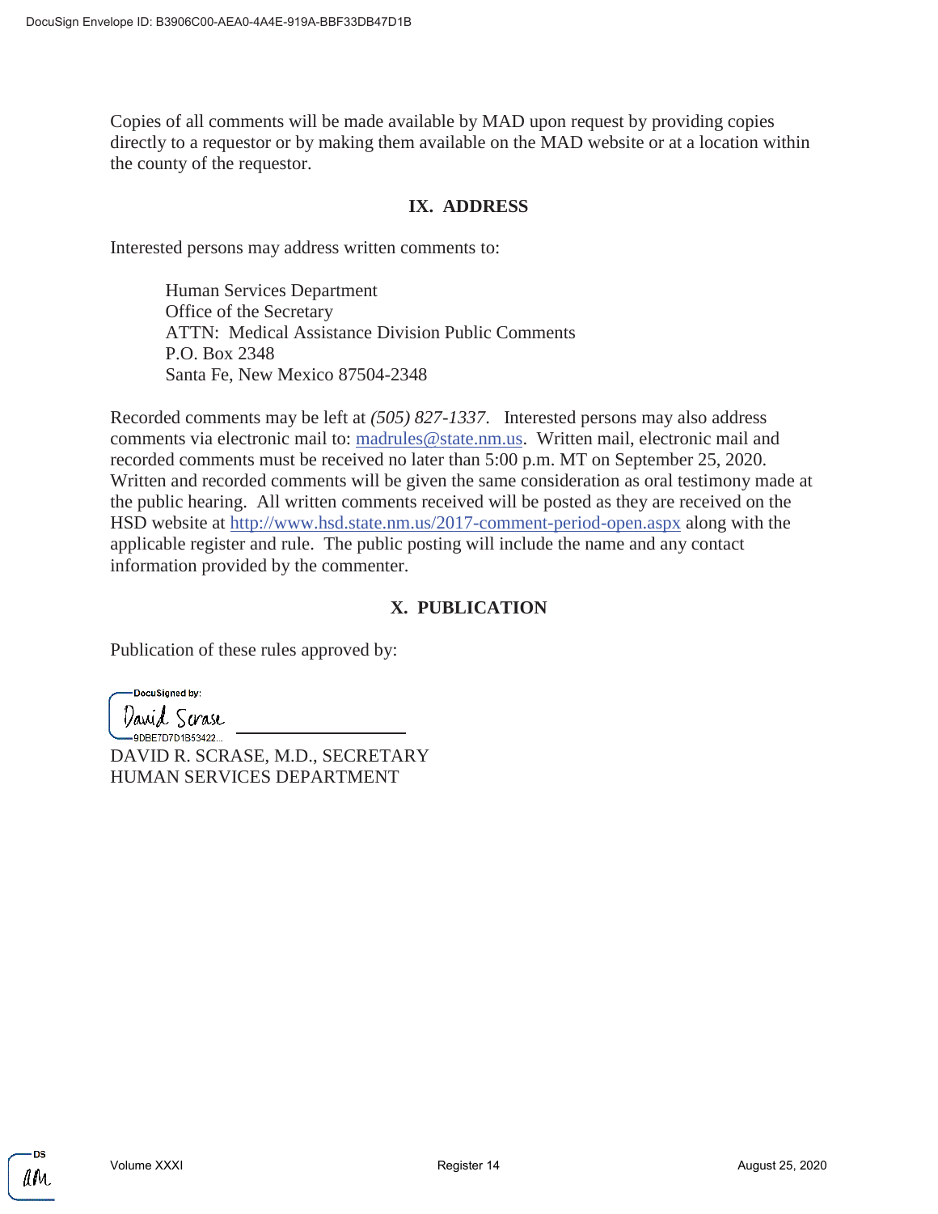Copies of all comments will be made available by MAD upon request by providing copies directly to a requestor or by making them available on the MAD website or at a location within the county of the requestor.

## IX. ADDRESS

Interested persons may address written comments to:

Human Services Department
Office of the Secretary
ATTN: Medical Assistance Division Public Comments
P.O. Box 2348
Santa Fe, New Mexico 87504-2348

Recorded comments may be left at *(505) 827-1337*. Interested persons may also address comments via electronic mail to: madrules@state.nm.us. Written mail, electronic mail and recorded comments must be received no later than 5:00 p.m. MT on September 25, 2020. Written and recorded comments will be given the same consideration as oral testimony made at the public hearing. All written comments received will be posted as they are received on the HSD website at http://www.hsd.state.nm.us/2017-comment-period-open.aspx along with the applicable register and rule. The public posting will include the name and any contact information provided by the commenter.

## X. PUBLICATION

Publication of these rules approved by:

DocuSigned by:
David Scrase
9DBE7D7D1B53422...

DAVID R. SCRASE, M.D., SECRETARY
HUMAN SERVICES DEPARTMENT